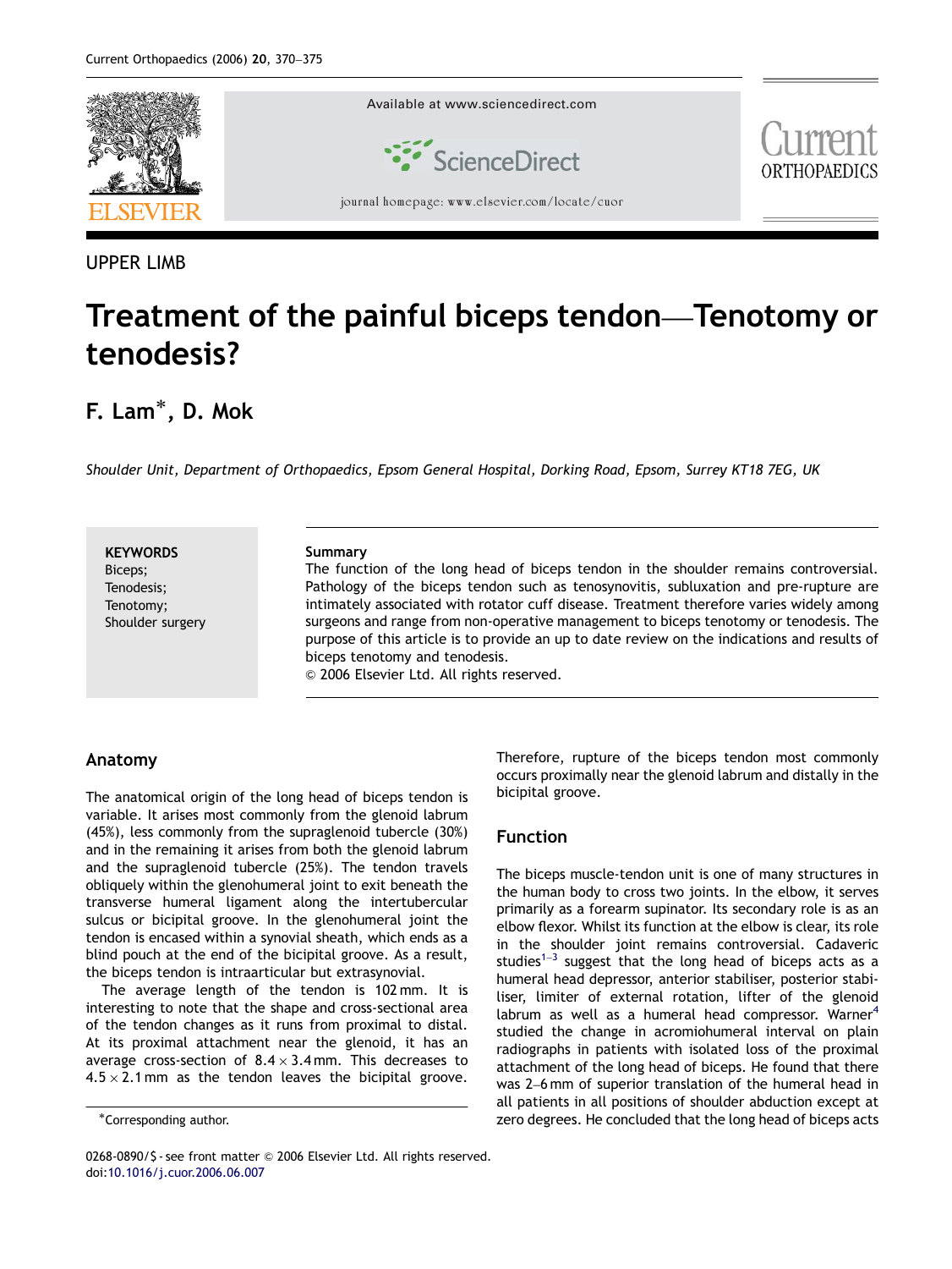UPPER LIMB

# Treatment of the painful biceps tendon—Tenotomy or tenodesis?

**F. Lam[*], D. Mok**

*Shoulder Unit, Department of Orthopaedics, Epsom General Hospital, Dorking Road, Epsom, Surrey KT18 7EG, UK*

**KEYWORDS**
Biceps;
Tenodesis;
Tenotomy;
Shoulder surgery

**Summary**
The function of the long head of biceps tendon in the shoulder remains controversial. Pathology of the biceps tendon such as tenosynovitis, subluxation and pre-rupture are intimately associated with rotator cuff disease. Treatment therefore varies widely among surgeons and range from non-operative management to biceps tenotomy or tenodesis. The purpose of this article is to provide an up to date review on the indications and results of biceps tenotomy and tenodesis.
© 2006 Elsevier Ltd. All rights reserved.

## Anatomy

The anatomical origin of the long head of biceps tendon is variable. It arises most commonly from the glenoid labrum (45%), less commonly from the supraglenoid tubercle (30%) and in the remaining it arises from both the glenoid labrum and the supraglenoid tubercle (25%). The tendon travels obliquely within the glenohumeral joint to exit beneath the transverse humeral ligament along the intertubercular sulcus or bicipital groove. In the glenohumeral joint the tendon is encased within a synovial sheath, which ends as a blind pouch at the end of the bicipital groove. As a result, the biceps tendon is intraarticular but extrasynovial.

The average length of the tendon is 102 mm. It is interesting to note that the shape and cross-sectional area of the tendon changes as it runs from proximal to distal. At its proximal attachment near the glenoid, it has an average cross-section of $8.4 \times 3.4$ mm. This decreases to $4.5 \times 2.1$ mm as the tendon leaves the bicipital groove. Therefore, rupture of the biceps tendon most commonly occurs proximally near the glenoid labrum and distally in the bicipital groove.

## Function

The biceps muscle-tendon unit is one of many structures in the human body to cross two joints. In the elbow, it serves primarily as a forearm supinator. Its secondary role is as an elbow flexor. Whilst its function at the elbow is clear, its role in the shoulder joint remains controversial. Cadaveric studies[1–3] suggest that the long head of biceps acts as a humeral head depressor, anterior stabiliser, posterior stabiliser, limiter of external rotation, lifter of the glenoid labrum as well as a humeral head compressor. Warner[4] studied the change in acromiohumeral interval on plain radiographs in patients with isolated loss of the proximal attachment of the long head of biceps. He found that there was 2–6 mm of superior translation of the humeral head in all patients in all positions of shoulder abduction except at zero degrees. He concluded that the long head of biceps acts

*Corresponding author.

0268-0890/$ - see front matter © 2006 Elsevier Ltd. All rights reserved.
doi:10.1016/j.cuor.2006.06.007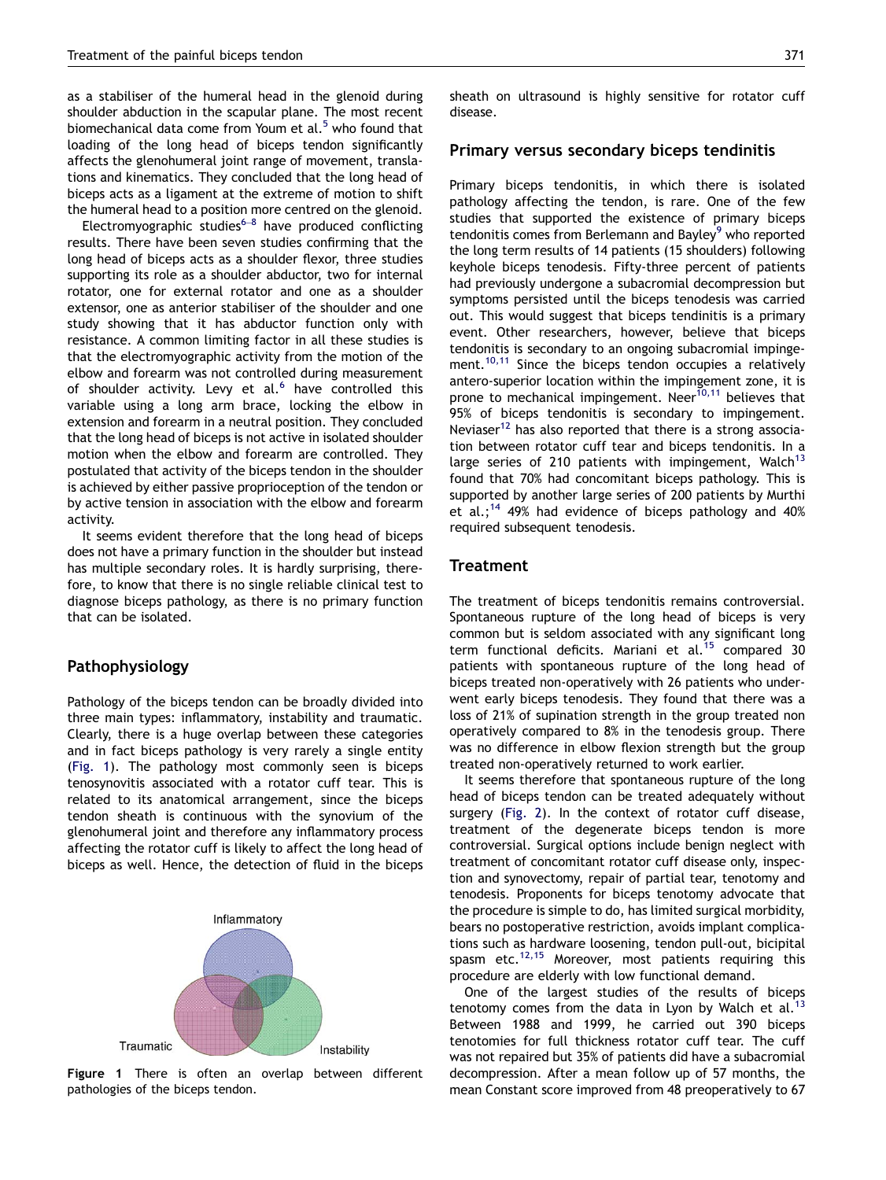as a stabiliser of the humeral head in the glenoid during shoulder abduction in the scapular plane. The most recent biomechanical data come from Youm et al.[5] who found that loading of the long head of biceps tendon significantly affects the glenohumeral joint range of movement, translations and kinematics. They concluded that the long head of biceps acts as a ligament at the extreme of motion to shift the humeral head to a position more centred on the glenoid.

Electromyographic studies[6–8] have produced conflicting results. There have been seven studies confirming that the long head of biceps acts as a shoulder flexor, three studies supporting its role as a shoulder abductor, two for internal rotator, one for external rotator and one as a shoulder extensor, one as anterior stabiliser of the shoulder and one study showing that it has abductor function only with resistance. A common limiting factor in all these studies is that the electromyographic activity from the motion of the elbow and forearm was not controlled during measurement of shoulder activity. Levy et al.[6] have controlled this variable using a long arm brace, locking the elbow in extension and forearm in a neutral position. They concluded that the long head of biceps is not active in isolated shoulder motion when the elbow and forearm are controlled. They postulated that activity of the biceps tendon in the shoulder is achieved by either passive proprioception of the tendon or by active tension in association with the elbow and forearm activity.

It seems evident therefore that the long head of biceps does not have a primary function in the shoulder but instead has multiple secondary roles. It is hardly surprising, therefore, to know that there is no single reliable clinical test to diagnose biceps pathology, as there is no primary function that can be isolated.

## Pathophysiology

Pathology of the biceps tendon can be broadly divided into three main types: inflammatory, instability and traumatic. Clearly, there is a huge overlap between these categories and in fact biceps pathology is very rarely a single entity (Fig. 1). The pathology most commonly seen is biceps tenosynovitis associated with a rotator cuff tear. This is related to its anatomical arrangement, since the biceps tendon sheath is continuous with the synovium of the glenohumeral joint and therefore any inflammatory process affecting the rotator cuff is likely to affect the long head of biceps as well. Hence, the detection of fluid in the biceps sheath on ultrasound is highly sensitive for rotator cuff disease.

Inflammatory

Traumatic

Instability

**Figure 1** There is often an overlap between different pathologies of the biceps tendon.

## Primary versus secondary biceps tendinitis

Primary biceps tendonitis, in which there is isolated pathology affecting the tendon, is rare. One of the few studies that supported the existence of primary biceps tendonitis comes from Berlemann and Bayley[9] who reported the long term results of 14 patients (15 shoulders) following keyhole biceps tenodesis. Fifty-three percent of patients had previously undergone a subacromial decompression but symptoms persisted until the biceps tenodesis was carried out. This would suggest that biceps tendinitis is a primary event. Other researchers, however, believe that biceps tendonitis is secondary to an ongoing subacromial impingement.[10,11] Since the biceps tendon occupies a relatively antero-superior location within the impingement zone, it is prone to mechanical impingement. Neer[10,11] believes that 95% of biceps tendonitis is secondary to impingement. Neviaser[12] has also reported that there is a strong association between rotator cuff tear and biceps tendonitis. In a large series of 210 patients with impingement, Walch[13] found that 70% had concomitant biceps pathology. This is supported by another large series of 200 patients by Murthi et al.;[14] 49% had evidence of biceps pathology and 40% required subsequent tenodesis.

## Treatment

The treatment of biceps tendonitis remains controversial. Spontaneous rupture of the long head of biceps is very common but is seldom associated with any significant long term functional deficits. Mariani et al.[15] compared 30 patients with spontaneous rupture of the long head of biceps treated non-operatively with 26 patients who underwent early biceps tenodesis. They found that there was a loss of 21% of supination strength in the group treated non operatively compared to 8% in the tenodesis group. There was no difference in elbow flexion strength but the group treated non-operatively returned to work earlier.

It seems therefore that spontaneous rupture of the long head of biceps tendon can be treated adequately without surgery (Fig. 2). In the context of rotator cuff disease, treatment of the degenerate biceps tendon is more controversial. Surgical options include benign neglect with treatment of concomitant rotator cuff disease only, inspection and synovectomy, repair of partial tear, tenotomy and tenodesis. Proponents for biceps tenotomy advocate that the procedure is simple to do, has limited surgical morbidity, bears no postoperative restriction, avoids implant complications such as hardware loosening, tendon pull-out, bicipital spasm etc.[12,15] Moreover, most patients requiring this procedure are elderly with low functional demand.

One of the largest studies of the results of biceps tenotomy comes from the data in Lyon by Walch et al.[13] Between 1988 and 1999, he carried out 390 biceps tenotomies for full thickness rotator cuff tear. The cuff was not repaired but 35% of patients did have a subacromial decompression. After a mean follow up of 57 months, the mean Constant score improved from 48 preoperatively to 67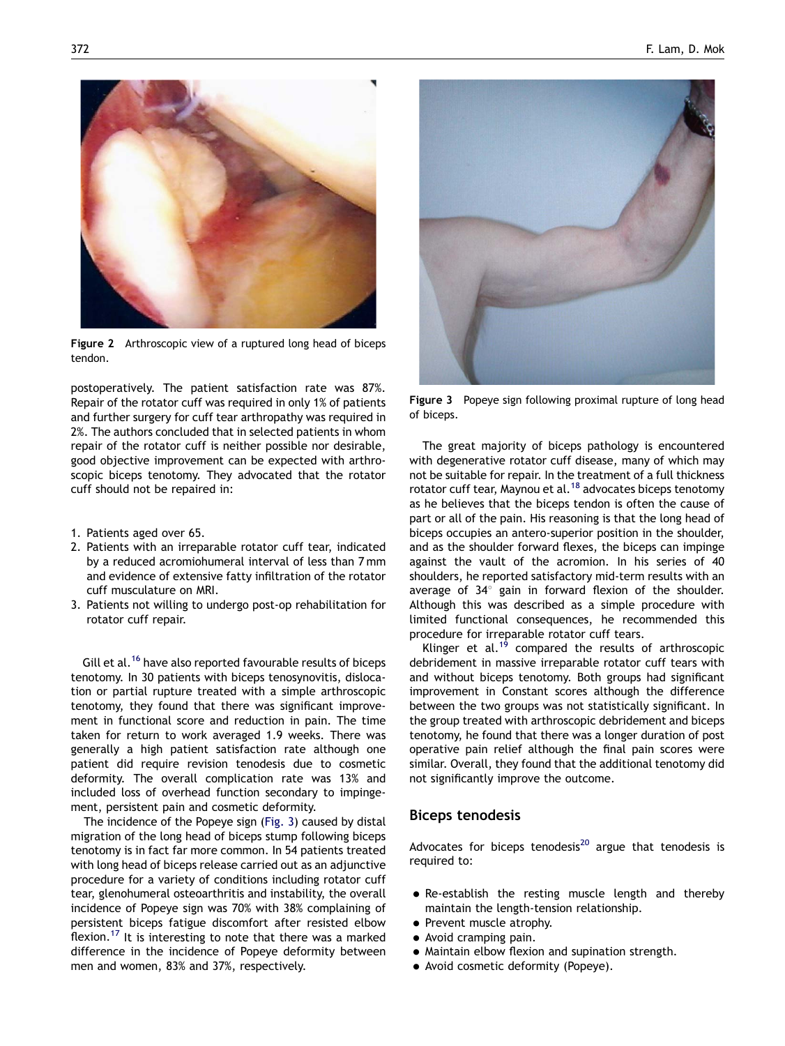Figure 2 Arthroscopic view of a ruptured long head of biceps tendon.

postoperatively. The patient satisfaction rate was 87%. Repair of the rotator cuff was required in only 1% of patients and further surgery for cuff tear arthropathy was required in 2%. The authors concluded that in selected patients in whom repair of the rotator cuff is neither possible nor desirable, good objective improvement can be expected with arthroscopic biceps tenotomy. They advocated that the rotator cuff should not be repaired in:

1. Patients aged over 65.
2. Patients with an irreparable rotator cuff tear, indicated by a reduced acromiohumeral interval of less than 7 mm and evidence of extensive fatty infiltration of the rotator cuff musculature on MRI.
3. Patients not willing to undergo post-op rehabilitation for rotator cuff repair.

Gill et al.[16] have also reported favourable results of biceps tenotomy. In 30 patients with biceps tenosynovitis, dislocation or partial rupture treated with a simple arthroscopic tenotomy, they found that there was significant improvement in functional score and reduction in pain. The time taken for return to work averaged 1.9 weeks. There was generally a high patient satisfaction rate although one patient did require revision tenodesis due to cosmetic deformity. The overall complication rate was 13% and included loss of overhead function secondary to impingement, persistent pain and cosmetic deformity.

The incidence of the Popeye sign (Fig. 3) caused by distal migration of the long head of biceps stump following biceps tenotomy is in fact far more common. In 54 patients treated with long head of biceps release carried out as an adjunctive procedure for a variety of conditions including rotator cuff tear, glenohumeral osteoarthritis and instability, the overall incidence of Popeye sign was 70% with 38% complaining of persistent biceps fatigue discomfort after resisted elbow flexion.[17] It is interesting to note that there was a marked difference in the incidence of Popeye deformity between men and women, 83% and 37%, respectively.

Figure 3 Popeye sign following proximal rupture of long head of biceps.

The great majority of biceps pathology is encountered with degenerative rotator cuff disease, many of which may not be suitable for repair. In the treatment of a full thickness rotator cuff tear, Maynou et al.[18] advocates biceps tenotomy as he believes that the biceps tendon is often the cause of part or all of the pain. His reasoning is that the long head of biceps occupies an antero-superior position in the shoulder, and as the shoulder forward flexes, the biceps can impinge against the vault of the acromion. In his series of 40 shoulders, he reported satisfactory mid-term results with an average of 34° gain in forward flexion of the shoulder. Although this was described as a simple procedure with limited functional consequences, he recommended this procedure for irreparable rotator cuff tears.

Klinger et al.[19] compared the results of arthroscopic debridement in massive irreparable rotator cuff tears with and without biceps tenotomy. Both groups had significant improvement in Constant scores although the difference between the two groups was not statistically significant. In the group treated with arthroscopic debridement and biceps tenotomy, he found that there was a longer duration of post operative pain relief although the final pain scores were similar. Overall, they found that the additional tenotomy did not significantly improve the outcome.

## Biceps tenodesis

Advocates for biceps tenodesis[20] argue that tenodesis is required to:

- Re-establish the resting muscle length and thereby maintain the length-tension relationship.
- Prevent muscle atrophy.
- Avoid cramping pain.
- Maintain elbow flexion and supination strength.
- Avoid cosmetic deformity (Popeye).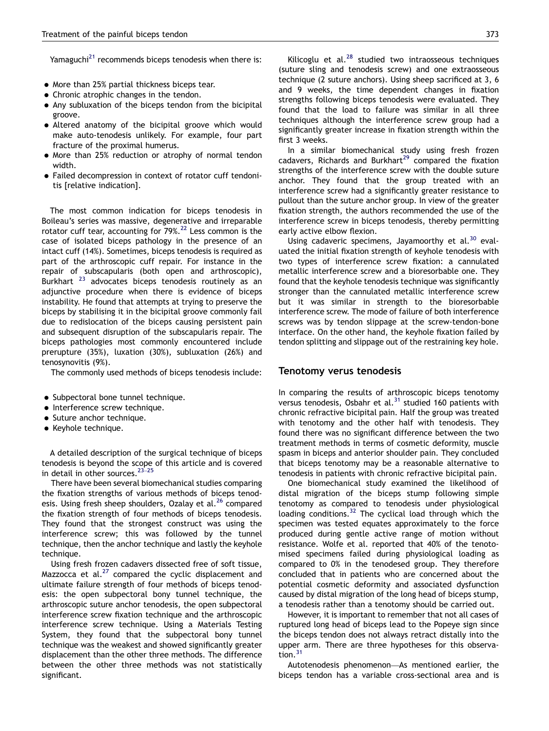Yamaguchi[21] recommends biceps tenodesis when there is:

- More than 25% partial thickness biceps tear.
- Chronic atrophic changes in the tendon.
- Any subluxation of the biceps tendon from the bicipital groove.
- Altered anatomy of the bicipital groove which would make auto-tenodesis unlikely. For example, four part fracture of the proximal humerus.
- More than 25% reduction or atrophy of normal tendon width.
- Failed decompression in context of rotator cuff tendonitis [relative indication].

The most common indication for biceps tenodesis in Boileau's series was massive, degenerative and irreparable rotator cuff tear, accounting for 79%.[22] Less common is the case of isolated biceps pathology in the presence of an intact cuff (14%). Sometimes, biceps tenodesis is required as part of the arthroscopic cuff repair. For instance in the repair of subscapularis (both open and arthroscopic), Burkhart [23] advocates biceps tenodesis routinely as an adjunctive procedure when there is evidence of biceps instability. He found that attempts at trying to preserve the biceps by stabilising it in the bicipital groove commonly fail due to redislocation of the biceps causing persistent pain and subsequent disruption of the subscapularis repair. The biceps pathologies most commonly encountered include prerupture (35%), luxation (30%), subluxation (26%) and tenosynovitis (9%).

The commonly used methods of biceps tenodesis include:

- Subpectoral bone tunnel technique.
- Interference screw technique.
- Suture anchor technique.
- Keyhole technique.

A detailed description of the surgical technique of biceps tenodesis is beyond the scope of this article and is covered in detail in other sources.[23–25]

There have been several biomechanical studies comparing the fixation strengths of various methods of biceps tenodesis. Using fresh sheep shoulders, Ozalay et al.[26] compared the fixation strength of four methods of biceps tenodesis. They found that the strongest construct was using the interference screw; this was followed by the tunnel technique, then the anchor technique and lastly the keyhole technique.

Using fresh frozen cadavers dissected free of soft tissue, Mazzocca et al.[27] compared the cyclic displacement and ultimate failure strength of four methods of biceps tenodesis: the open subpectoral bony tunnel technique, the arthroscopic suture anchor tenodesis, the open subpectoral interference screw fixation technique and the arthroscopic interference screw technique. Using a Materials Testing System, they found that the subpectoral bony tunnel technique was the weakest and showed significantly greater displacement than the other three methods. The difference between the other three methods was not statistically significant.

Kilicoglu et al.[28] studied two intraosseous techniques (suture sling and tenodesis screw) and one extraosseous technique (2 suture anchors). Using sheep sacrificed at 3, 6 and 9 weeks, the time dependent changes in fixation strengths following biceps tenodesis were evaluated. They found that the load to failure was similar in all three techniques although the interference screw group had a significantly greater increase in fixation strength within the first 3 weeks.

In a similar biomechanical study using fresh frozen cadavers, Richards and Burkhart[29] compared the fixation strengths of the interference screw with the double suture anchor. They found that the group treated with an interference screw had a significantly greater resistance to pullout than the suture anchor group. In view of the greater fixation strength, the authors recommended the use of the interference screw in biceps tenodesis, thereby permitting early active elbow flexion.

Using cadaveric specimens, Jayamoorthy et al.[30] evaluated the initial fixation strength of keyhole tenodesis with two types of interference screw fixation: a cannulated metallic interference screw and a bioresorbable one. They found that the keyhole tenodesis technique was significantly stronger than the cannulated metallic interference screw but it was similar in strength to the bioresorbable interference screw. The mode of failure of both interference screws was by tendon slippage at the screw-tendon-bone interface. On the other hand, the keyhole fixation failed by tendon splitting and slippage out of the restraining key hole.

## Tenotomy verus tenodesis

In comparing the results of arthroscopic biceps tenotomy versus tenodesis, Osbahr et al.[31] studied 160 patients with chronic refractive bicipital pain. Half the group was treated with tenotomy and the other half with tenodesis. They found there was no significant difference between the two treatment methods in terms of cosmetic deformity, muscle spasm in biceps and anterior shoulder pain. They concluded that biceps tenotomy may be a reasonable alternative to tenodesis in patients with chronic refractive bicipital pain.

One biomechanical study examined the likelihood of distal migration of the biceps stump following simple tenotomy as compared to tenodesis under physiological loading conditions.[32] The cyclical load through which the specimen was tested equates approximately to the force produced during gentle active range of motion without resistance. Wolfe et al. reported that 40% of the tenotomised specimens failed during physiological loading as compared to 0% in the tenodesed group. They therefore concluded that in patients who are concerned about the potential cosmetic deformity and associated dysfunction caused by distal migration of the long head of biceps stump, a tenodesis rather than a tenotomy should be carried out.

However, it is important to remember that not all cases of ruptured long head of biceps lead to the Popeye sign since the biceps tendon does not always retract distally into the upper arm. There are three hypotheses for this observation.[31]

Autotenodesis phenomenon—As mentioned earlier, the biceps tendon has a variable cross-sectional area and is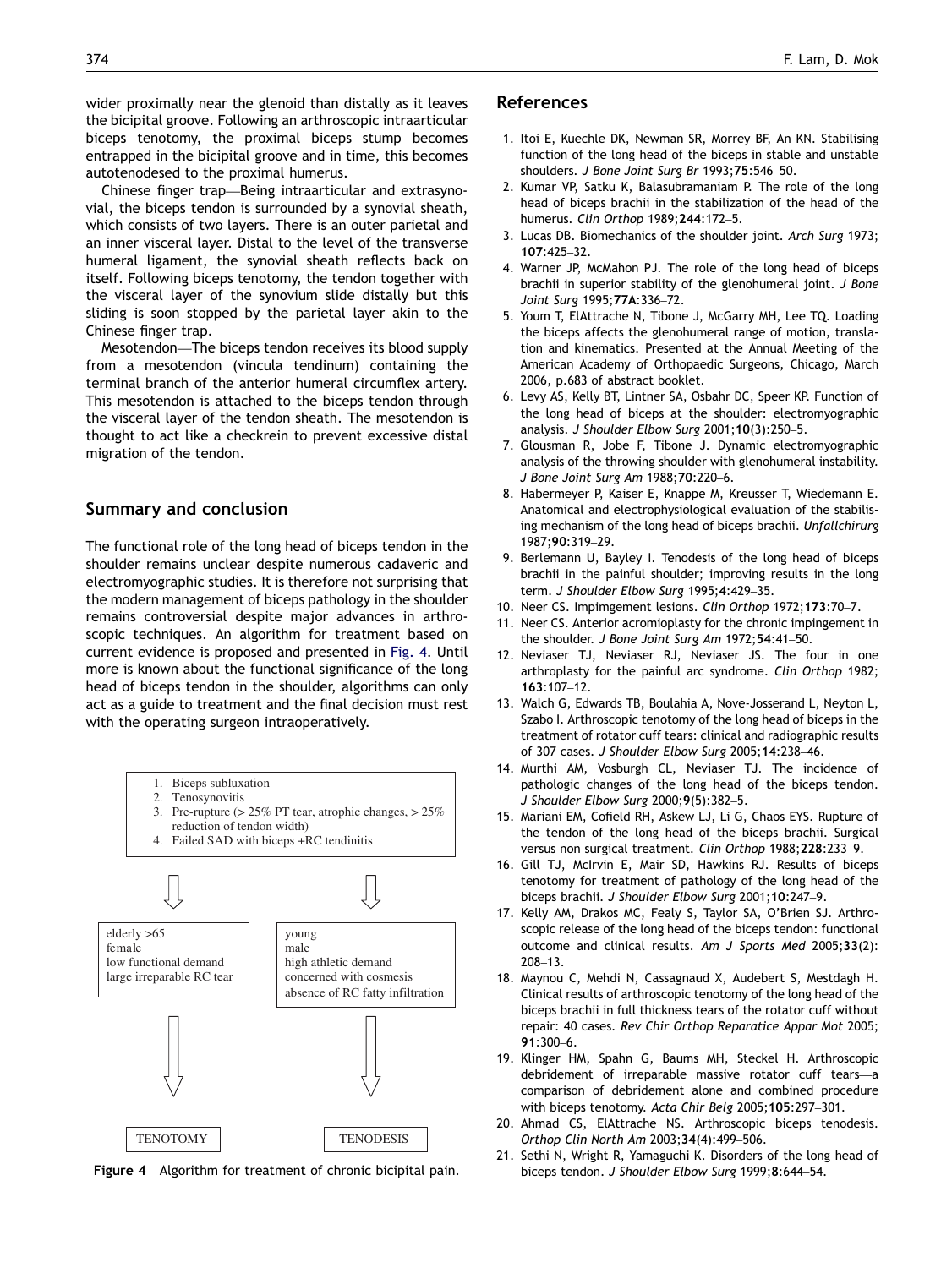wider proximally near the glenoid than distally as it leaves the bicipital groove. Following an arthroscopic intraarticular biceps tenotomy, the proximal biceps stump becomes entrapped in the bicipital groove and in time, this becomes autotenodesed to the proximal humerus.

Chinese finger trap—Being intraarticular and extrasynovial, the biceps tendon is surrounded by a synovial sheath, which consists of two layers. There is an outer parietal and an inner visceral layer. Distal to the level of the transverse humeral ligament, the synovial sheath reflects back on itself. Following biceps tenotomy, the tendon together with the visceral layer of the synovium slide distally but this sliding is soon stopped by the parietal layer akin to the Chinese finger trap.

Mesotendon—The biceps tendon receives its blood supply from a mesotendon (vincula tendinum) containing the terminal branch of the anterior humeral circumflex artery. This mesotendon is attached to the biceps tendon through the visceral layer of the tendon sheath. The mesotendon is thought to act like a checkrein to prevent excessive distal migration of the tendon.

## Summary and conclusion

The functional role of the long head of biceps tendon in the shoulder remains unclear despite numerous cadaveric and electromyographic studies. It is therefore not surprising that the modern management of biceps pathology in the shoulder remains controversial despite major advances in arthroscopic techniques. An algorithm for treatment based on current evidence is proposed and presented in Fig. 4. Until more is known about the functional significance of the long head of biceps tendon in the shoulder, algorithms can only act as a guide to treatment and the final decision must rest with the operating surgeon intraoperatively.

1. Biceps subluxation
2. Tenosynovitis
3. Pre-rupture (> 25% PT tear, atrophic changes, > 25% reduction of tendon width)
4. Failed SAD with biceps +RC tendinitis

↓ (left branch)

elderly >65
female
low functional demand
large irreparable RC tear

↓

TENOTOMY

↓ (right branch)

young
male
high athletic demand
concerned with cosmesis
absence of RC fatty infiltration

↓

TENODESIS

**Figure 4** Algorithm for treatment of chronic bicipital pain.

## References

1. Itoi E, Kuechle DK, Newman SR, Morrey BF, An KN. Stabilising function of the long head of the biceps in stable and unstable shoulders. *J Bone Joint Surg Br* 1993;**75**:546–50.
2. Kumar VP, Satku K, Balasubramaniam P. The role of the long head of biceps brachii in the stabilization of the head of the humerus. *Clin Orthop* 1989;**244**:172–5.
3. Lucas DB. Biomechanics of the shoulder joint. *Arch Surg* 1973; **107**:425–32.
4. Warner JP, McMahon PJ. The role of the long head of biceps brachii in superior stability of the glenohumeral joint. *J Bone Joint Surg* 1995;**77A**:336–72.
5. Youm T, ElAttrache N, Tibone J, McGarry MH, Lee TQ. Loading the biceps affects the glenohumeral range of motion, translation and kinematics. Presented at the Annual Meeting of the American Academy of Orthopaedic Surgeons, Chicago, March 2006, p.683 of abstract booklet.
6. Levy AS, Kelly BT, Lintner SA, Osbahr DC, Speer KP. Function of the long head of biceps at the shoulder: electromyographic analysis. *J Shoulder Elbow Surg* 2001;**10**(3):250–5.
7. Glousman R, Jobe F, Tibone J. Dynamic electromyographic analysis of the throwing shoulder with glenohumeral instability. *J Bone Joint Surg Am* 1988;**70**:220–6.
8. Habermeyer P, Kaiser E, Knappe M, Kreusser T, Wiedemann E. Anatomical and electrophysiological evaluation of the stabilising mechanism of the long head of biceps brachii. *Unfallchirurg* 1987;**90**:319–29.
9. Berlemann U, Bayley I. Tenodesis of the long head of biceps brachii in the painful shoulder; improving results in the long term. *J Shoulder Elbow Surg* 1995;**4**:429–35.
10. Neer CS. Impimgement lesions. *Clin Orthop* 1972;**173**:70–7.
11. Neer CS. Anterior acromioplasty for the chronic impingement in the shoulder. *J Bone Joint Surg Am* 1972;**54**:41–50.
12. Neviaser TJ, Neviaser RJ, Neviaser JS. The four in one arthroplasty for the painful arc syndrome. *Clin Orthop* 1982; **163**:107–12.
13. Walch G, Edwards TB, Boulahia A, Nove-Josserand L, Neyton L, Szabo I. Arthroscopic tenotomy of the long head of biceps in the treatment of rotator cuff tears: clinical and radiographic results of 307 cases. *J Shoulder Elbow Surg* 2005;**14**:238–46.
14. Murthi AM, Vosburgh CL, Neviaser TJ. The incidence of pathologic changes of the long head of the biceps tendon. *J Shoulder Elbow Surg* 2000;**9**(5):382–5.
15. Mariani EM, Cofield RH, Askew LJ, Li G, Chaos EYS. Rupture of the tendon of the long head of the biceps brachii. Surgical versus non surgical treatment. *Clin Orthop* 1988;**228**:233–9.
16. Gill TJ, McIrvin E, Mair SD, Hawkins RJ. Results of biceps tenotomy for treatment of pathology of the long head of the biceps brachii. *J Shoulder Elbow Surg* 2001;**10**:247–9.
17. Kelly AM, Drakos MC, Fealy S, Taylor SA, O'Brien SJ. Arthroscopic release of the long head of the biceps tendon: functional outcome and clinical results. *Am J Sports Med* 2005;**33**(2): 208–13.
18. Maynou C, Mehdi N, Cassagnaud X, Audebert S, Mestdagh H. Clinical results of arthroscopic tenotomy of the long head of the biceps brachii in full thickness tears of the rotator cuff without repair: 40 cases. *Rev Chir Orthop Reparatice Appar Mot* 2005; **91**:300–6.
19. Klinger HM, Spahn G, Baums MH, Steckel H. Arthroscopic debridement of irreparable massive rotator cuff tears—a comparison of debridement alone and combined procedure with biceps tenotomy. *Acta Chir Belg* 2005;**105**:297–301.
20. Ahmad CS, ElAttrache NS. Arthroscopic biceps tenodesis. *Orthop Clin North Am* 2003;**34**(4):499–506.
21. Sethi N, Wright R, Yamaguchi K. Disorders of the long head of biceps tendon. *J Shoulder Elbow Surg* 1999;**8**:644–54.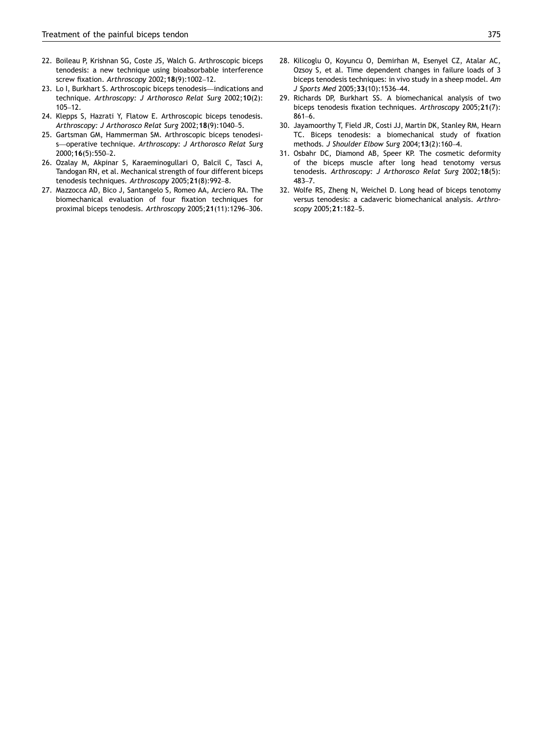22. Boileau P, Krishnan SG, Coste JS, Walch G. Arthroscopic biceps tenodesis: a new technique using bioabsorbable interference screw fixation. *Arthroscopy* 2002;**18**(9):1002–12.
23. Lo I, Burkhart S. Arthroscopic biceps tenodesis—indications and technique. *Arthroscopy: J Arthorosco Relat Surg* 2002;**10**(2): 105–12.
24. Klepps S, Hazrati Y, Flatow E. Arthroscopic biceps tenodesis. *Arthroscopy: J Arthorosco Relat Surg* 2002;**18**(9):1040–5.
25. Gartsman GM, Hammerman SM. Arthroscopic biceps tenodesis—operative technique. *Arthroscopy: J Arthorosco Relat Surg* 2000;**16**(5):550–2.
26. Ozalay M, Akpinar S, Karaeminogullari O, Balcil C, Tasci A, Tandogan RN, et al. Mechanical strength of four different biceps tenodesis techniques. *Arthroscopy* 2005;**21**(8):992–8.
27. Mazzocca AD, Bico J, Santangelo S, Romeo AA, Arciero RA. The biomechanical evaluation of four fixation techniques for proximal biceps tenodesis. *Arthroscopy* 2005;**21**(11):1296–306.
28. Kilicoglu O, Koyuncu O, Demirhan M, Esenyel CZ, Atalar AC, Ozsoy S, et al. Time dependent changes in failure loads of 3 biceps tenodesis techniques: in vivo study in a sheep model. *Am J Sports Med* 2005;**33**(10):1536–44.
29. Richards DP, Burkhart SS. A biomechanical analysis of two biceps tenodesis fixation techniques. *Arthroscopy* 2005;**21**(7): 861–6.
30. Jayamoorthy T, Field JR, Costi JJ, Martin DK, Stanley RM, Hearn TC. Biceps tenodesis: a biomechanical study of fixation methods. *J Shoulder Elbow Surg* 2004;**13**(2):160–4.
31. Osbahr DC, Diamond AB, Speer KP. The cosmetic deformity of the biceps muscle after long head tenotomy versus tenodesis. *Arthroscopy: J Arthorosco Relat Surg* 2002;**18**(5): 483–7.
32. Wolfe RS, Zheng N, Weichel D. Long head of biceps tenotomy versus tenodesis: a cadaveric biomechanical analysis. *Arthroscopy* 2005;**21**:182–5.